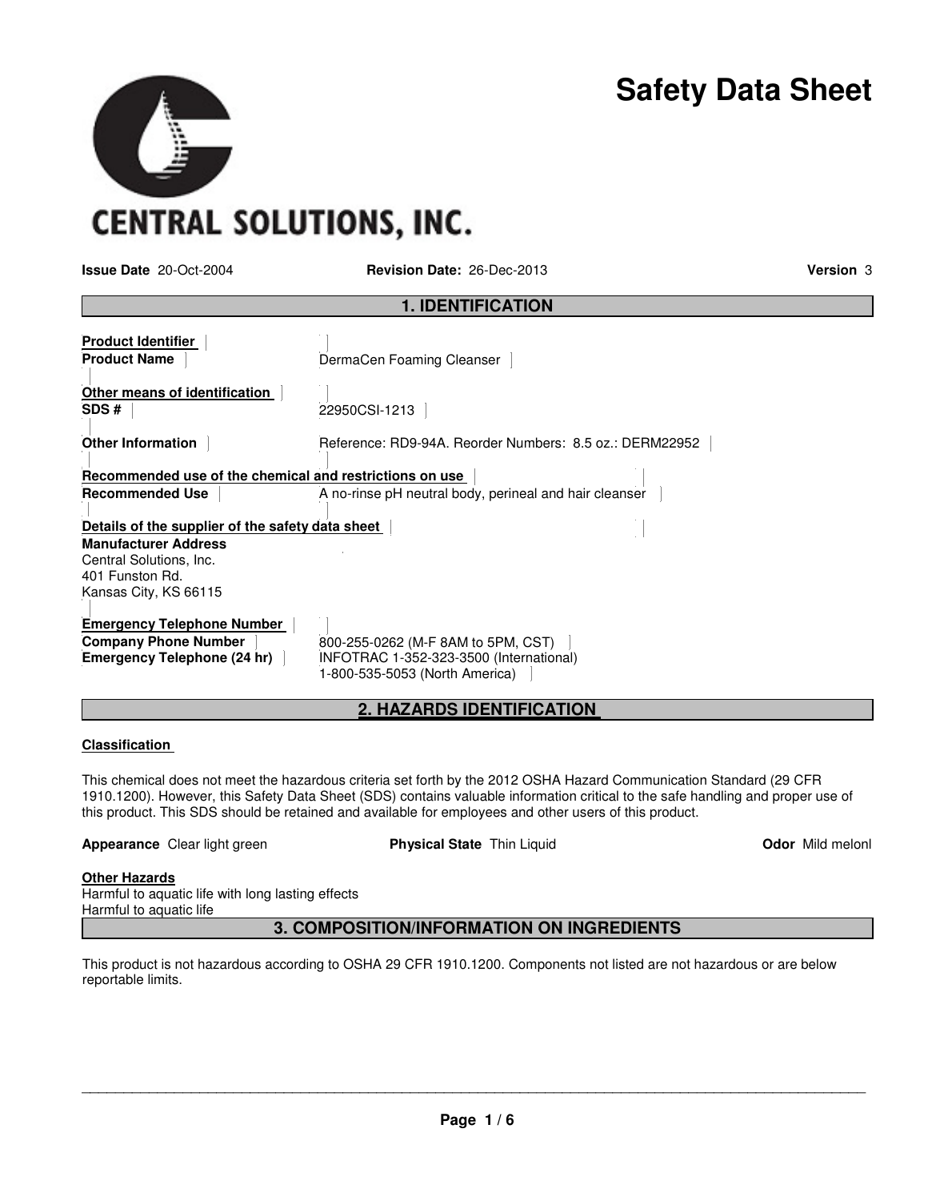**CENTRAL SOLUTIONS, INC.**

# Safety Data Sheet

**Issue Date** 20-Oct-2004 **Revision Date:** 26-Dec-2013 **Version** 3

## 1. IDENTIFICATION

**Product Identifier**

**Product Name** DermaCen Foaming Cleanser

**Other means of identification**

**SDS #** 22950CSI-1213

**Other Information** Reference: RD9-94A. Reorder Numbers: 8.5 oz.: DERM22952

**Recommended use of the chemical and restrictions on use**

**Recommended Use** A no-rinse pH neutral body, perineal and hair cleanser

**Details of the supplier of the safety data sheet**

**Manufacturer Address**
Central Solutions, Inc.
401 Funston Rd.
Kansas City, KS 66115

**Emergency Telephone Number**

**Company Phone Number** 800-255-0262 (M-F 8AM to 5PM, CST)

**Emergency Telephone (24 hr)** INFOTRAC 1-352-323-3500 (International)
1-800-535-5053 (North America)

## 2. HAZARDS IDENTIFICATION

**Classification**

This chemical does not meet the hazardous criteria set forth by the 2012 OSHA Hazard Communication Standard (29 CFR 1910.1200). However, this Safety Data Sheet (SDS) contains valuable information critical to the safe handling and proper use of this product. This SDS should be retained and available for employees and other users of this product.

**Appearance** Clear light green **Physical State** Thin Liquid **Odor** Mild melonl

**Other Hazards**
Harmful to aquatic life with long lasting effects
Harmful to aquatic life

## 3. COMPOSITION/INFORMATION ON INGREDIENTS

This product is not hazardous according to OSHA 29 CFR 1910.1200. Components not listed are not hazardous or are below reportable limits.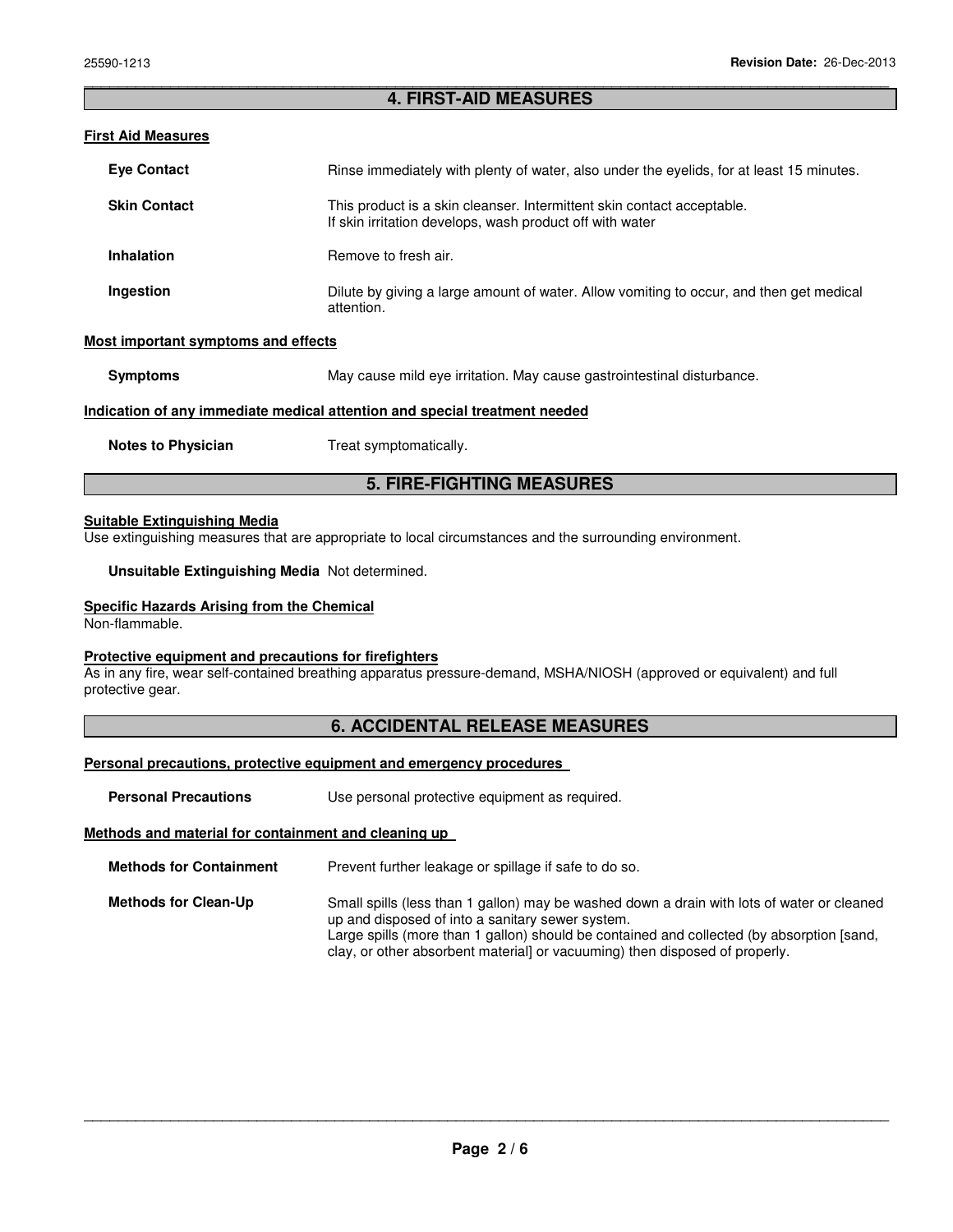## 4. FIRST-AID MEASURES

### First Aid Measures

**Eye Contact** Rinse immediately with plenty of water, also under the eyelids, for at least 15 minutes.

**Skin Contact** This product is a skin cleanser. Intermittent skin contact acceptable.
If skin irritation develops, wash product off with water

**Inhalation** Remove to fresh air.

**Ingestion** Dilute by giving a large amount of water. Allow vomiting to occur, and then get medical attention.

### Most important symptoms and effects

**Symptoms** May cause mild eye irritation. May cause gastrointestinal disturbance.

### Indication of any immediate medical attention and special treatment needed

**Notes to Physician** Treat symptomatically.

## 5. FIRE-FIGHTING MEASURES

### Suitable Extinguishing Media

Use extinguishing measures that are appropriate to local circumstances and the surrounding environment.

**Unsuitable Extinguishing Media** Not determined.

### Specific Hazards Arising from the Chemical

Non-flammable.

### Protective equipment and precautions for firefighters

As in any fire, wear self-contained breathing apparatus pressure-demand, MSHA/NIOSH (approved or equivalent) and full protective gear.

## 6. ACCIDENTAL RELEASE MEASURES

### Personal precautions, protective equipment and emergency procedures

**Personal Precautions** Use personal protective equipment as required.

### Methods and material for containment and cleaning up

**Methods for Containment** Prevent further leakage or spillage if safe to do so.

**Methods for Clean-Up** Small spills (less than 1 gallon) may be washed down a drain with lots of water or cleaned up and disposed of into a sanitary sewer system.
Large spills (more than 1 gallon) should be contained and collected (by absorption [sand, clay, or other absorbent material] or vacuuming) then disposed of properly.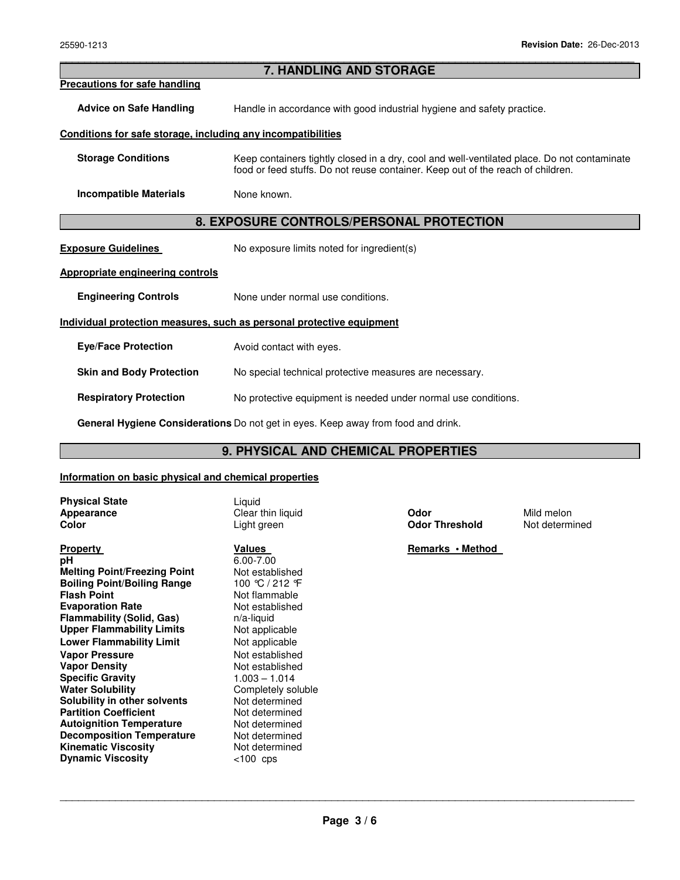## 7. HANDLING AND STORAGE

**Precautions for safe handling**

**Advice on Safe Handling** Handle in accordance with good industrial hygiene and safety practice.

**Conditions for safe storage, including any incompatibilities**

**Storage Conditions** Keep containers tightly closed in a dry, cool and well-ventilated place. Do not contaminate food or feed stuffs. Do not reuse container. Keep out of the reach of children.

**Incompatible Materials** None known.

## 8. EXPOSURE CONTROLS/PERSONAL PROTECTION

**Exposure Guidelines** No exposure limits noted for ingredient(s)

**Appropriate engineering controls**

**Engineering Controls** None under normal use conditions.

**Individual protection measures, such as personal protective equipment**

**Eye/Face Protection** Avoid contact with eyes.

**Skin and Body Protection** No special technical protective measures are necessary.

**Respiratory Protection** No protective equipment is needed under normal use conditions.

**General Hygiene Considerations** Do not get in eyes. Keep away from food and drink.

## 9. PHYSICAL AND CHEMICAL PROPERTIES

**Information on basic physical and chemical properties**

| | | | |
|---|---|---|---|
| **Physical State** | Liquid | | |
| **Appearance** | Clear thin liquid | **Odor** | Mild melon |
| **Color** | Light green | **Odor Threshold** | Not determined |

| **Property** | **Values** | **Remarks • Method** |
|---|---|---|
| **pH** | 6.00-7.00 | |
| **Melting Point/Freezing Point** | Not established | |
| **Boiling Point/Boiling Range** | 100 °C / 212 °F | |
| **Flash Point** | Not flammable | |
| **Evaporation Rate** | Not established | |
| **Flammability (Solid, Gas)** | n/a-liquid | |
| **Upper Flammability Limits** | Not applicable | |
| **Lower Flammability Limit** | Not applicable | |
| **Vapor Pressure** | Not established | |
| **Vapor Density** | Not established | |
| **Specific Gravity** | 1.003 – 1.014 | |
| **Water Solubility** | Completely soluble | |
| **Solubility in other solvents** | Not determined | |
| **Partition Coefficient** | Not determined | |
| **Autoignition Temperature** | Not determined | |
| **Decomposition Temperature** | Not determined | |
| **Kinematic Viscosity** | Not determined | |
| **Dynamic Viscosity** | <100 cps | |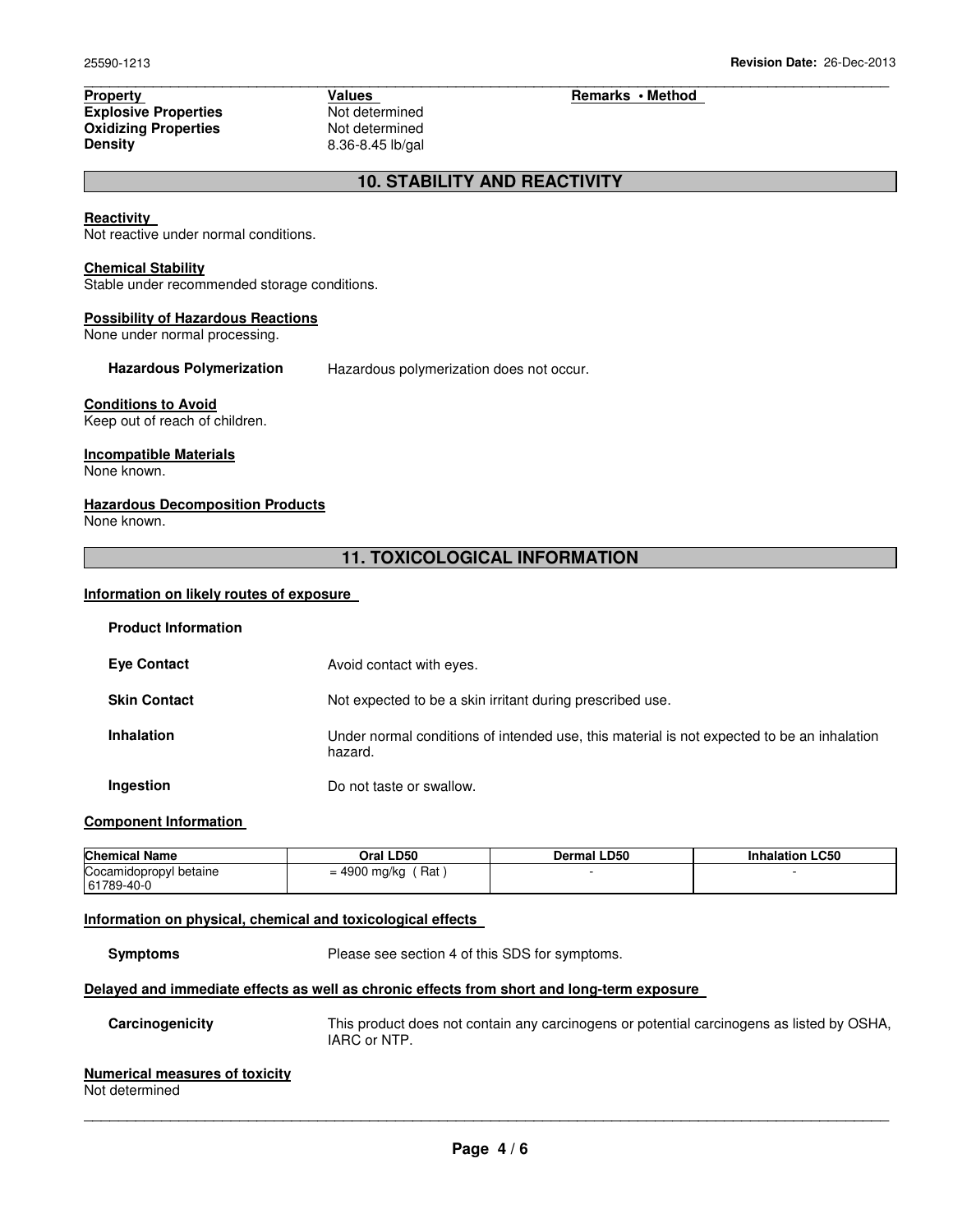| Property | Values | Remarks • Method |
|---|---|---|
| **Explosive Properties** | Not determined | |
| **Oxidizing Properties** | Not determined | |
| **Density** | 8.36-8.45 lb/gal | |

## 10. STABILITY AND REACTIVITY

**Reactivity**
Not reactive under normal conditions.

**Chemical Stability**
Stable under recommended storage conditions.

**Possibility of Hazardous Reactions**
None under normal processing.

**Hazardous Polymerization** Hazardous polymerization does not occur.

**Conditions to Avoid**
Keep out of reach of children.

**Incompatible Materials**
None known.

**Hazardous Decomposition Products**
None known.

## 11. TOXICOLOGICAL INFORMATION

**Information on likely routes of exposure**

**Product Information**

**Eye Contact** Avoid contact with eyes.

**Skin Contact** Not expected to be a skin irritant during prescribed use.

**Inhalation** Under normal conditions of intended use, this material is not expected to be an inhalation hazard.

**Ingestion** Do not taste or swallow.

**Component Information**

| Chemical Name | Oral LD50 | Dermal LD50 | Inhalation LC50 |
|---|---|---|---|
| Cocamidopropyl betaine 61789-40-0 | = 4900 mg/kg ( Rat ) | - | - |

**Information on physical, chemical and toxicological effects**

**Symptoms** Please see section 4 of this SDS for symptoms.

**Delayed and immediate effects as well as chronic effects from short and long-term exposure**

**Carcinogenicity** This product does not contain any carcinogens or potential carcinogens as listed by OSHA, IARC or NTP.

**Numerical measures of toxicity**
Not determined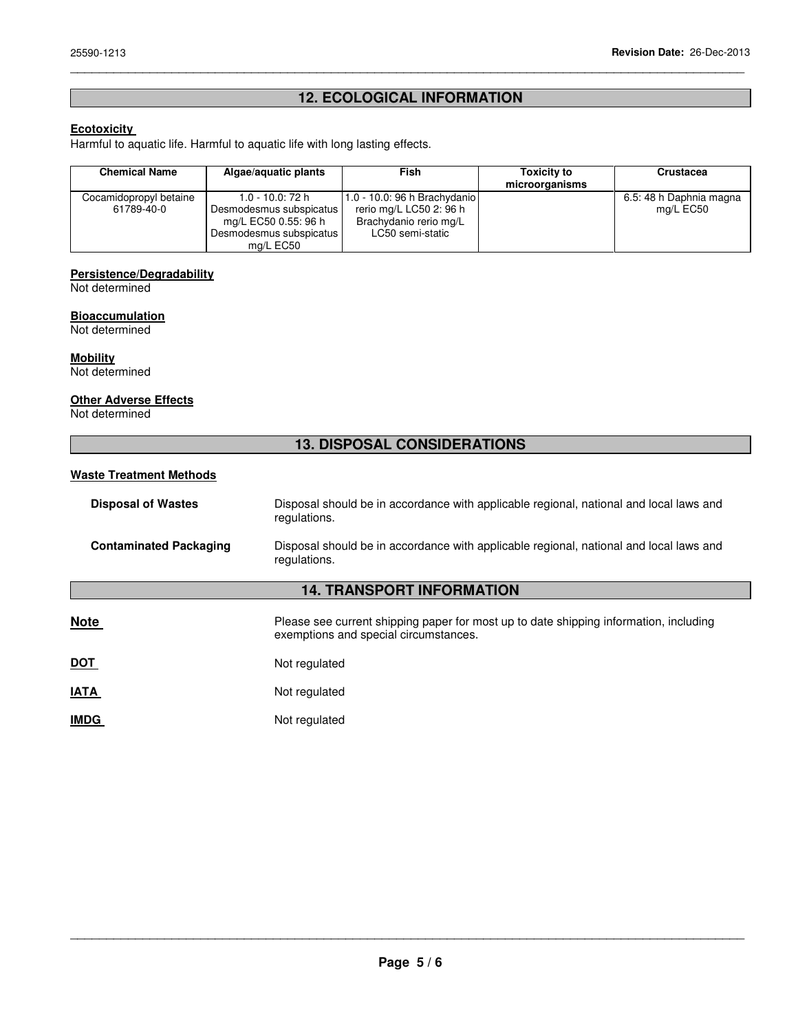## 12. ECOLOGICAL INFORMATION

**Ecotoxicity**

Harmful to aquatic life. Harmful to aquatic life with long lasting effects.

| Chemical Name | Algae/aquatic plants | Fish | Toxicity to microorganisms | Crustacea |
|---|---|---|---|---|
| Cocamidopropyl betaine 61789-40-0 | 1.0 - 10.0: 72 h Desmodesmus subspicatus mg/L EC50 0.55: 96 h Desmodesmus subspicatus mg/L EC50 | 1.0 - 10.0: 96 h Brachydanio rerio mg/L LC50 2: 96 h Brachydanio rerio mg/L LC50 semi-static | | 6.5: 48 h Daphnia magna mg/L EC50 |

**Persistence/Degradability**

Not determined

**Bioaccumulation**

Not determined

**Mobility**

Not determined

**Other Adverse Effects**

Not determined

## 13. DISPOSAL CONSIDERATIONS

**Waste Treatment Methods**

**Disposal of Wastes** — Disposal should be in accordance with applicable regional, national and local laws and regulations.

**Contaminated Packaging** — Disposal should be in accordance with applicable regional, national and local laws and regulations.

## 14. TRANSPORT INFORMATION

**Note** — Please see current shipping paper for most up to date shipping information, including exemptions and special circumstances.

**DOT** — Not regulated

**IATA** — Not regulated

**IMDG** — Not regulated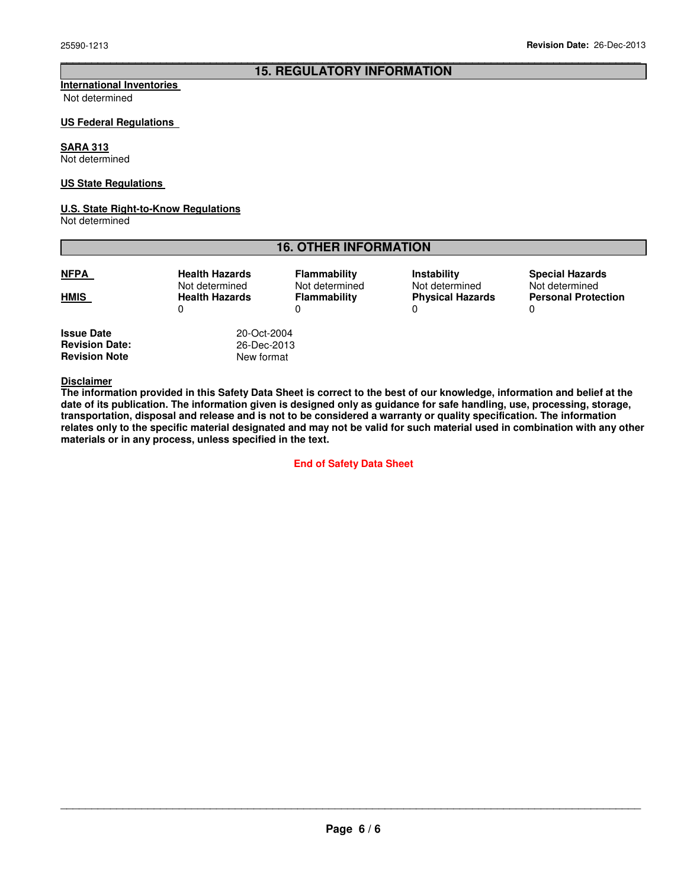## 15. REGULATORY INFORMATION

**International Inventories**
Not determined

**US Federal Regulations**

**SARA 313**
Not determined

**US State Regulations**

**U.S. State Right-to-Know Regulations**
Not determined

## 16. OTHER INFORMATION

| | | | | |
|---|---|---|---|---|
| **NFPA** | **Health Hazards** | **Flammability** | **Instability** | **Special Hazards** |
| | Not determined | Not determined | Not determined | Not determined |
| **HMIS** | **Health Hazards** | **Flammability** | **Physical Hazards** | **Personal Protection** |
| | 0 | 0 | 0 | 0 |

| | |
|---|---|
| **Issue Date** | 20-Oct-2004 |
| **Revision Date:** | 26-Dec-2013 |
| **Revision Note** | New format |

**Disclaimer**
**The information provided in this Safety Data Sheet is correct to the best of our knowledge, information and belief at the date of its publication. The information given is designed only as guidance for safe handling, use, processing, storage, transportation, disposal and release and is not to be considered a warranty or quality specification. The information relates only to the specific material designated and may not be valid for such material used in combination with any other materials or in any process, unless specified in the text.**

**End of Safety Data Sheet**